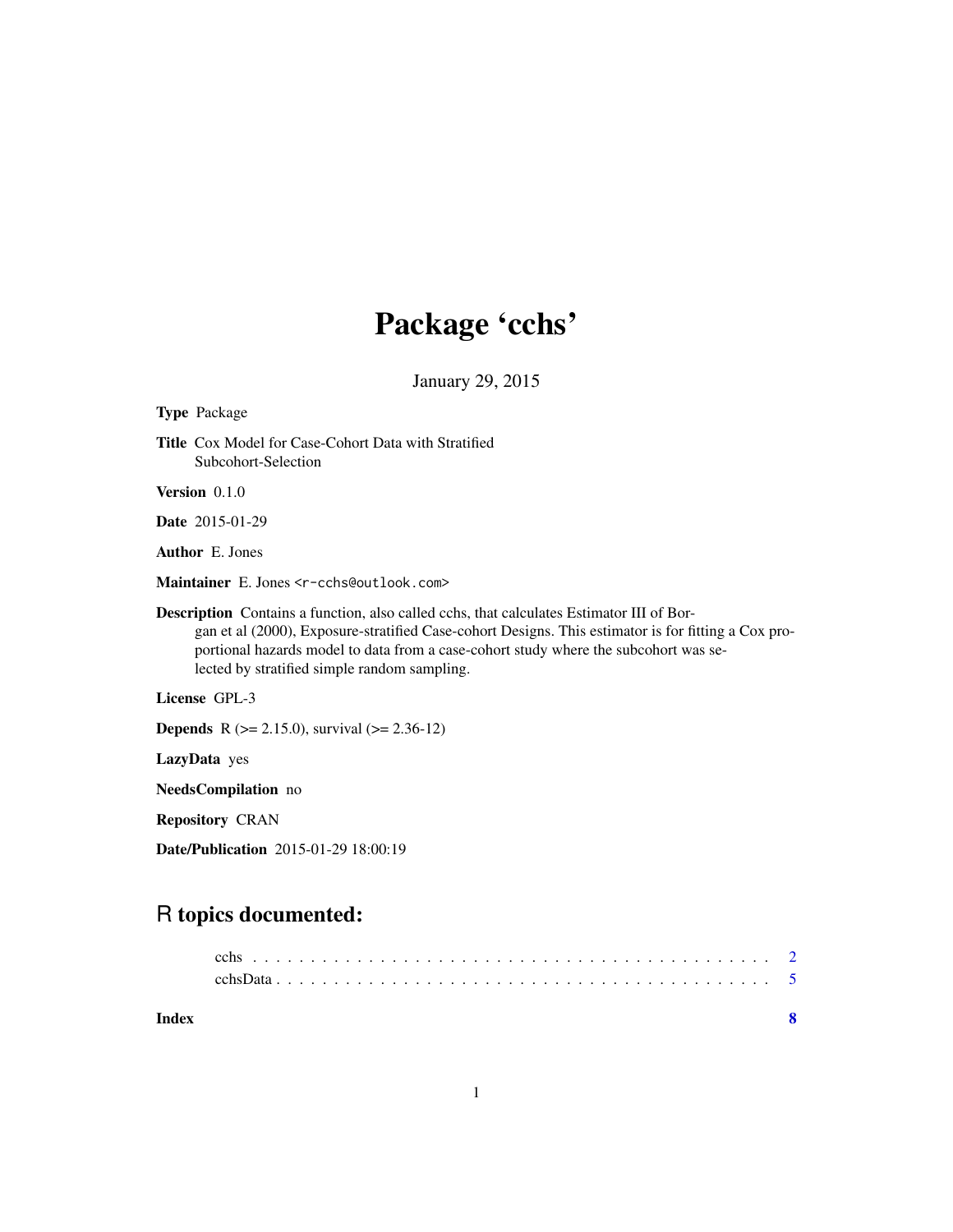# Package 'cchs'

January 29, 2015

**Type** Package

**Title** Cox Model for Case-Cohort Data with Stratified Subcohort-Selection

**Version** 0.1.0

**Date** 2015-01-29

**Author** E. Jones

**Maintainer** E. Jones <r-cchs@outlook.com>

**Description** Contains a function, also called cchs, that calculates Estimator III of Borgan et al (2000), Exposure-stratified Case-cohort Designs. This estimator is for fitting a Cox proportional hazards model to data from a case-cohort study where the subcohort was selected by stratified simple random sampling.

**License** GPL-3

**Depends** R (>= 2.15.0), survival (>= 2.36-12)

**LazyData** yes

**NeedsCompilation** no

**Repository** CRAN

**Date/Publication** 2015-01-29 18:00:19

## R topics documented:

| | |
|---|---|
| cchs | 2 |
| cchsData | 5 |
| **Index** | **8** |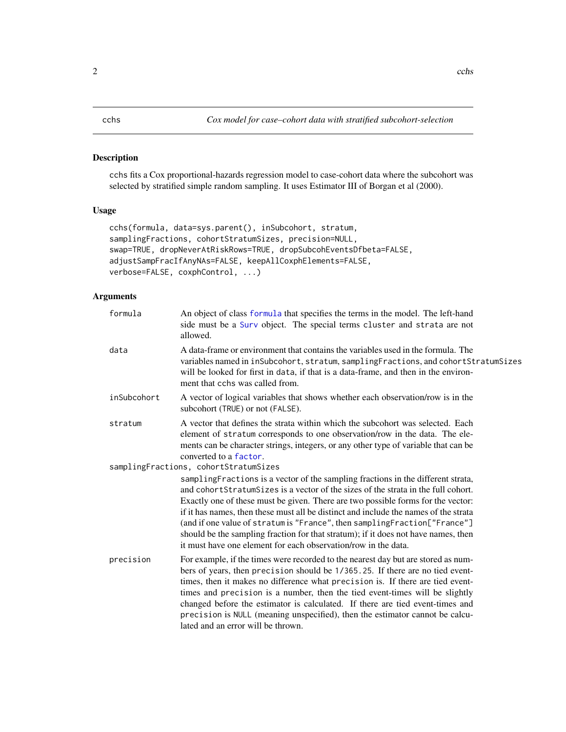cchs *Cox model for case–cohort data with stratified subcohort-selection*

## Description

cchs fits a Cox proportional-hazards regression model to case-cohort data where the subcohort was selected by stratified simple random sampling. It uses Estimator III of Borgan et al (2000).

## Usage

```
cchs(formula, data=sys.parent(), inSubcohort, stratum,
samplingFractions, cohortStratumSizes, precision=NULL,
swap=TRUE, dropNeverAtRiskRows=TRUE, dropSubcohEventsDfbeta=FALSE,
adjustSampFracIfAnyNAs=FALSE, keepAllCoxphElements=FALSE,
verbose=FALSE, coxphControl, ...)
```

## Arguments

`formula`
: An object of class `formula` that specifies the terms in the model. The left-hand side must be a `Surv` object. The special terms `cluster` and `strata` are not allowed.

`data`
: A data-frame or environment that contains the variables used in the formula. The variables named in `inSubcohort`, `stratum`, `samplingFractions`, and `cohortStratumSizes` will be looked for first in `data`, if that is a data-frame, and then in the environment that cchs was called from.

`inSubcohort`
: A vector of logical variables that shows whether each observation/row is in the subcohort (`TRUE`) or not (`FALSE`).

`stratum`
: A vector that defines the strata within which the subcohort was selected. Each element of `stratum` corresponds to one observation/row in the data. The elements can be character strings, integers, or any other type of variable that can be converted to a `factor`.

`samplingFractions, cohortStratumSizes`
: `samplingFractions` is a vector of the sampling fractions in the different strata, and `cohortStratumSizes` is a vector of the sizes of the strata in the full cohort. Exactly one of these must be given. There are two possible forms for the vector: if it has names, then these must all be distinct and include the names of the strata (and if one value of `stratum` is `"France"`, then `samplingFraction["France"]` should be the sampling fraction for that stratum); if it does not have names, then it must have one element for each observation/row in the data.

`precision`
: For example, if the times were recorded to the nearest day but are stored as numbers of years, then `precision` should be `1/365.25`. If there are no tied event-times, then it makes no difference what `precision` is. If there are tied event-times and `precision` is a number, then the tied event-times will be slightly changed before the estimator is calculated. If there are tied event-times and `precision` is `NULL` (meaning unspecified), then the estimator cannot be calculated and an error will be thrown.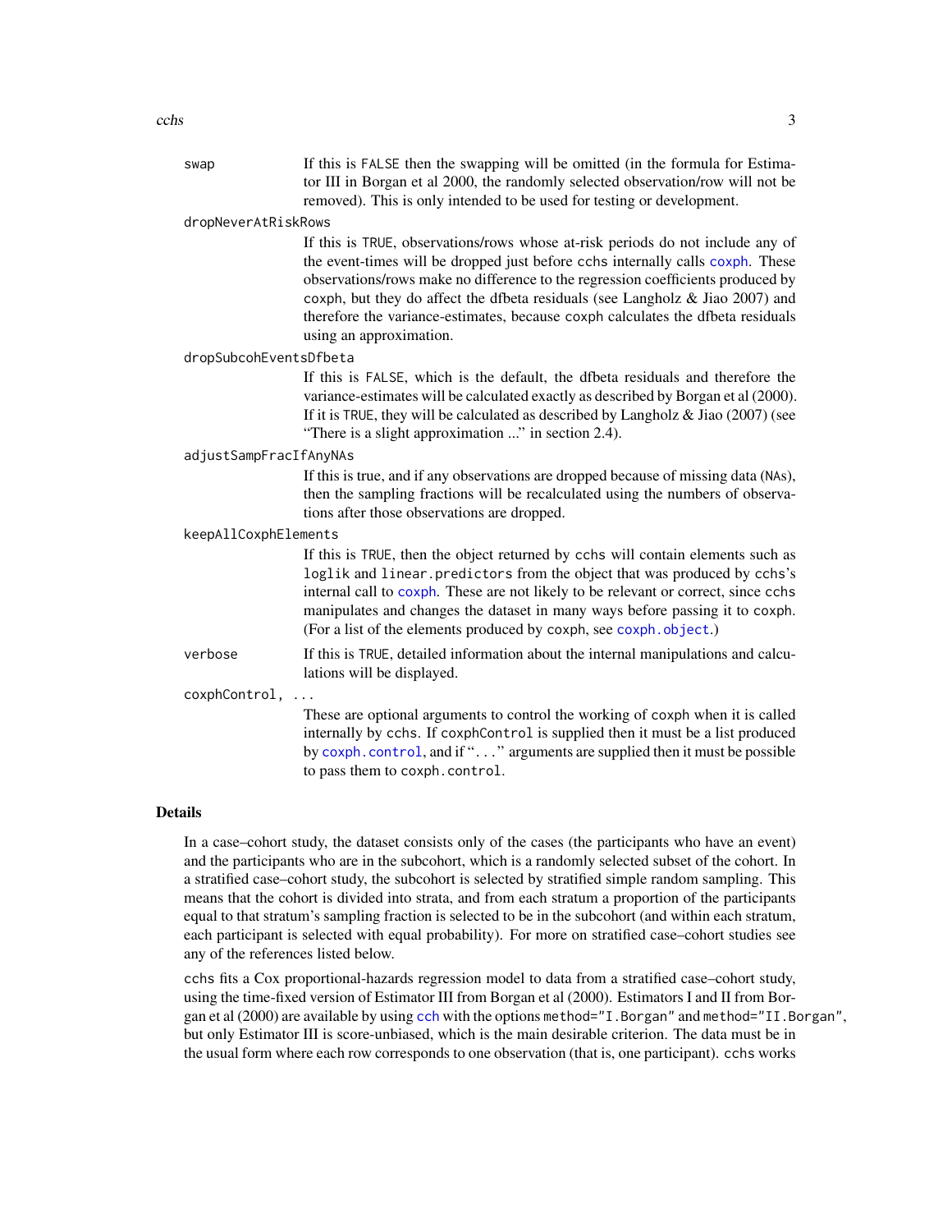**swap** If this is FALSE then the swapping will be omitted (in the formula for Estimator III in Borgan et al 2000, the randomly selected observation/row will not be removed). This is only intended to be used for testing or development.

**dropNeverAtRiskRows**
If this is TRUE, observations/rows whose at-risk periods do not include any of the event-times will be dropped just before cchs internally calls coxph. These observations/rows make no difference to the regression coefficients produced by coxph, but they do affect the dfbeta residuals (see Langholz & Jiao 2007) and therefore the variance-estimates, because coxph calculates the dfbeta residuals using an approximation.

**dropSubcohEventsDfbeta**
If this is FALSE, which is the default, the dfbeta residuals and therefore the variance-estimates will be calculated exactly as described by Borgan et al (2000). If it is TRUE, they will be calculated as described by Langholz & Jiao (2007) (see "There is a slight approximation ..." in section 2.4).

**adjustSampFracIfAnyNAs**
If this is true, and if any observations are dropped because of missing data (NAs), then the sampling fractions will be recalculated using the numbers of observations after those observations are dropped.

**keepAllCoxphElements**
If this is TRUE, then the object returned by cchs will contain elements such as loglik and linear.predictors from the object that was produced by cchs's internal call to coxph. These are not likely to be relevant or correct, since cchs manipulates and changes the dataset in many ways before passing it to coxph. (For a list of the elements produced by coxph, see coxph.object.)

**verbose** If this is TRUE, detailed information about the internal manipulations and calculations will be displayed.

**coxphControl, ...**
These are optional arguments to control the working of coxph when it is called internally by cchs. If coxphControl is supplied then it must be a list produced by coxph.control, and if "..." arguments are supplied then it must be possible to pass them to coxph.control.

## Details

In a case–cohort study, the dataset consists only of the cases (the participants who have an event) and the participants who are in the subcohort, which is a randomly selected subset of the cohort. In a stratified case–cohort study, the subcohort is selected by stratified simple random sampling. This means that the cohort is divided into strata, and from each stratum a proportion of the participants equal to that stratum's sampling fraction is selected to be in the subcohort (and within each stratum, each participant is selected with equal probability). For more on stratified case–cohort studies see any of the references listed below.

cchs fits a Cox proportional-hazards regression model to data from a stratified case–cohort study, using the time-fixed version of Estimator III from Borgan et al (2000). Estimators I and II from Borgan et al (2000) are available by using cch with the options method="I.Borgan" and method="II.Borgan", but only Estimator III is score-unbiased, which is the main desirable criterion. The data must be in the usual form where each row corresponds to one observation (that is, one participant). cchs works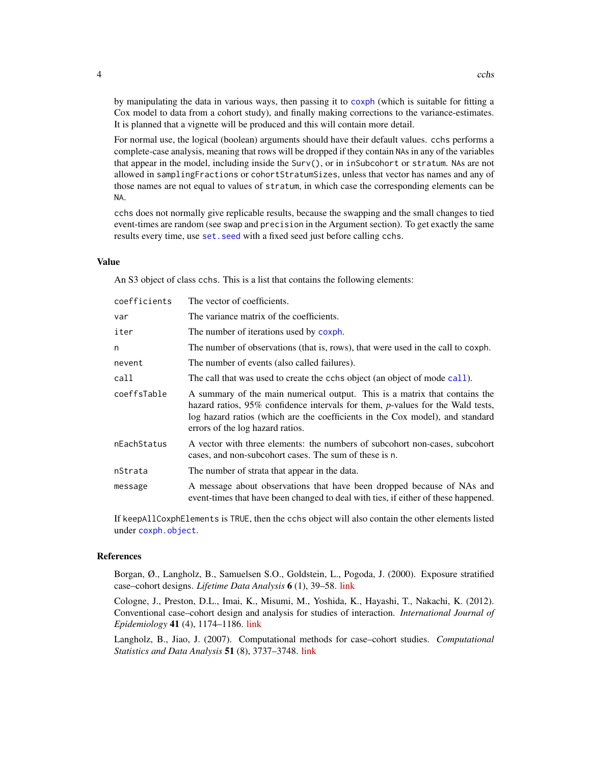by manipulating the data in various ways, then passing it to `coxph` (which is suitable for fitting a Cox model to data from a cohort study), and finally making corrections to the variance-estimates. It is planned that a vignette will be produced and this will contain more detail.

For normal use, the logical (boolean) arguments should have their default values. `cchs` performs a complete-case analysis, meaning that rows will be dropped if they contain `NA`s in any of the variables that appear in the model, including inside the `Surv()`, or in `inSubcohort` or `stratum`. `NA`s are not allowed in `samplingFractions` or `cohortStratumSizes`, unless that vector has names and any of those names are not equal to values of `stratum`, in which case the corresponding elements can be `NA`.

`cchs` does not normally give replicable results, because the swapping and the small changes to tied event-times are random (see `swap` and `precision` in the Argument section). To get exactly the same results every time, use `set.seed` with a fixed seed just before calling `cchs`.

## Value

An S3 object of class `cchs`. This is a list that contains the following elements:

| | |
|---|---|
| `coefficients` | The vector of coefficients. |
| `var` | The variance matrix of the coefficients. |
| `iter` | The number of iterations used by `coxph`. |
| `n` | The number of observations (that is, rows), that were used in the call to `coxph`. |
| `nevent` | The number of events (also called failures). |
| `call` | The call that was used to create the `cchs` object (an object of mode `call`). |
| `coeffsTable` | A summary of the main numerical output. This is a matrix that contains the hazard ratios, 95% confidence intervals for them, *p*-values for the Wald tests, log hazard ratios (which are the coefficients in the Cox model), and standard errors of the log hazard ratios. |
| `nEachStatus` | A vector with three elements: the numbers of subcohort non-cases, subcohort cases, and non-subcohort cases. The sum of these is `n`. |
| `nStrata` | The number of strata that appear in the data. |
| `message` | A message about observations that have been dropped because of NAs and event-times that have been changed to deal with ties, if either of these happened. |

If `keepAllCoxphElements` is `TRUE`, then the `cchs` object will also contain the other elements listed under `coxph.object`.

## References

Borgan, Ø., Langholz, B., Samuelsen S.O., Goldstein, L., Pogoda, J. (2000). Exposure stratified case–cohort designs. *Lifetime Data Analysis* **6** (1), 39–58. link

Cologne, J., Preston, D.L., Imai, K., Misumi, M., Yoshida, K., Hayashi, T., Nakachi, K. (2012). Conventional case–cohort design and analysis for studies of interaction. *International Journal of Epidemiology* **41** (4), 1174–1186. link

Langholz, B., Jiao, J. (2007). Computational methods for case–cohort studies. *Computational Statistics and Data Analysis* **51** (8), 3737–3748. link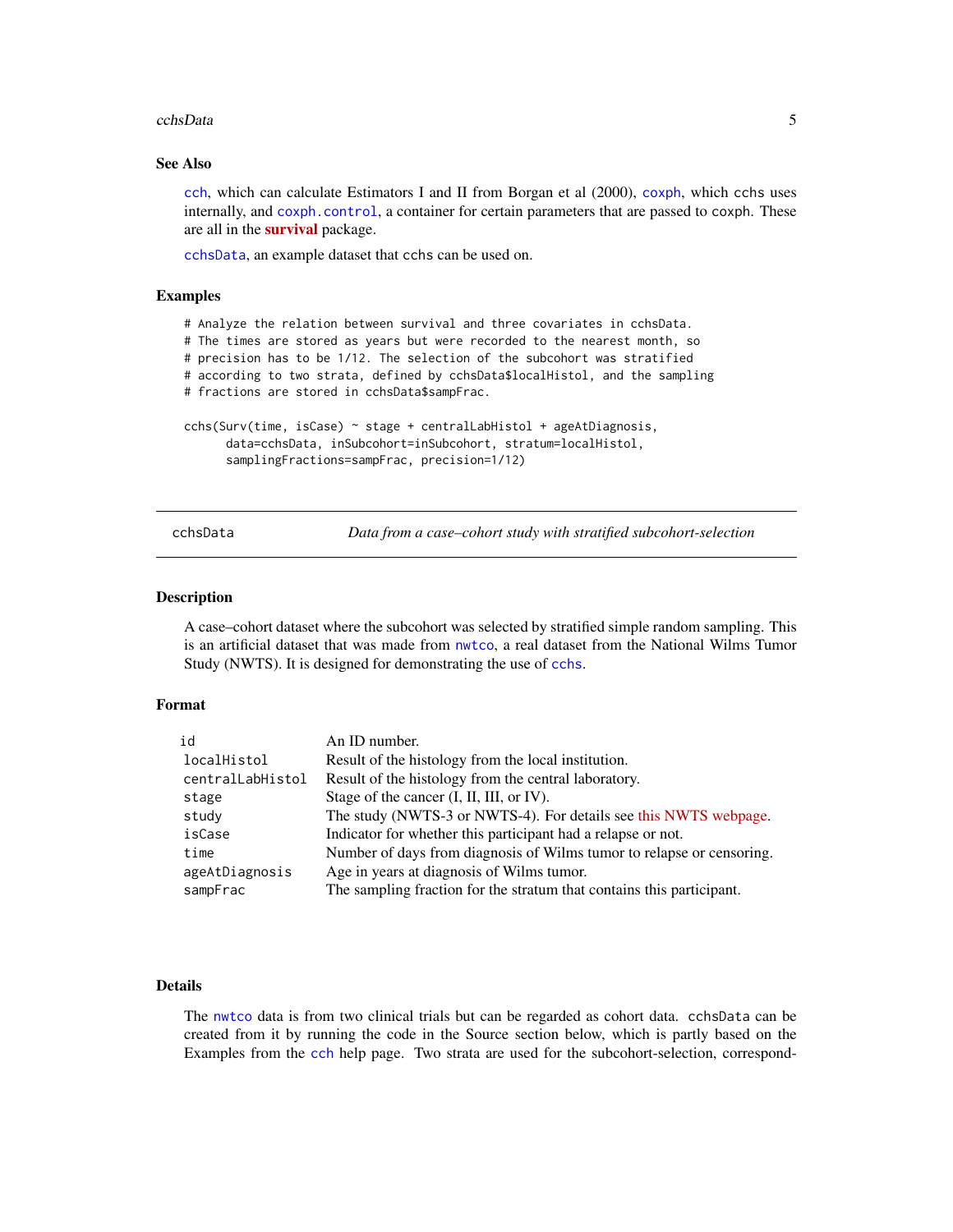### See Also

`cch`, which can calculate Estimators I and II from Borgan et al (2000), `coxph`, which `cchs` uses internally, and `coxph.control`, a container for certain parameters that are passed to `coxph`. These are all in the **survival** package.

`cchsData`, an example dataset that `cchs` can be used on.

### Examples

```
# Analyze the relation between survival and three covariates in cchsData.
# The times are stored as years but were recorded to the nearest month, so
# precision has to be 1/12. The selection of the subcohort was stratified
# according to two strata, defined by cchsData$localHistol, and the sampling
# fractions are stored in cchsData$sampFrac.

cchs(Surv(time, isCase) ~ stage + centralLabHistol + ageAtDiagnosis,
     data=cchsData, inSubcohort=inSubcohort, stratum=localHistol,
     samplingFractions=sampFrac, precision=1/12)
```

---

## cchsData — *Data from a case–cohort study with stratified subcohort-selection*

### Description

A case–cohort dataset where the subcohort was selected by stratified simple random sampling. This is an artificial dataset that was made from `nwtco`, a real dataset from the National Wilms Tumor Study (NWTS). It is designed for demonstrating the use of `cchs`.

### Format

| | |
|---|---|
| `id` | An ID number. |
| `localHistol` | Result of the histology from the local institution. |
| `centralLabHistol` | Result of the histology from the central laboratory. |
| `stage` | Stage of the cancer (I, II, III, or IV). |
| `study` | The study (NWTS-3 or NWTS-4). For details see this NWTS webpage. |
| `isCase` | Indicator for whether this participant had a relapse or not. |
| `time` | Number of days from diagnosis of Wilms tumor to relapse or censoring. |
| `ageAtDiagnosis` | Age in years at diagnosis of Wilms tumor. |
| `sampFrac` | The sampling fraction for the stratum that contains this participant. |

### Details

The `nwtco` data is from two clinical trials but can be regarded as cohort data. `cchsData` can be created from it by running the code in the Source section below, which is partly based on the Examples from the `cch` help page. Two strata are used for the subcohort-selection, correspond-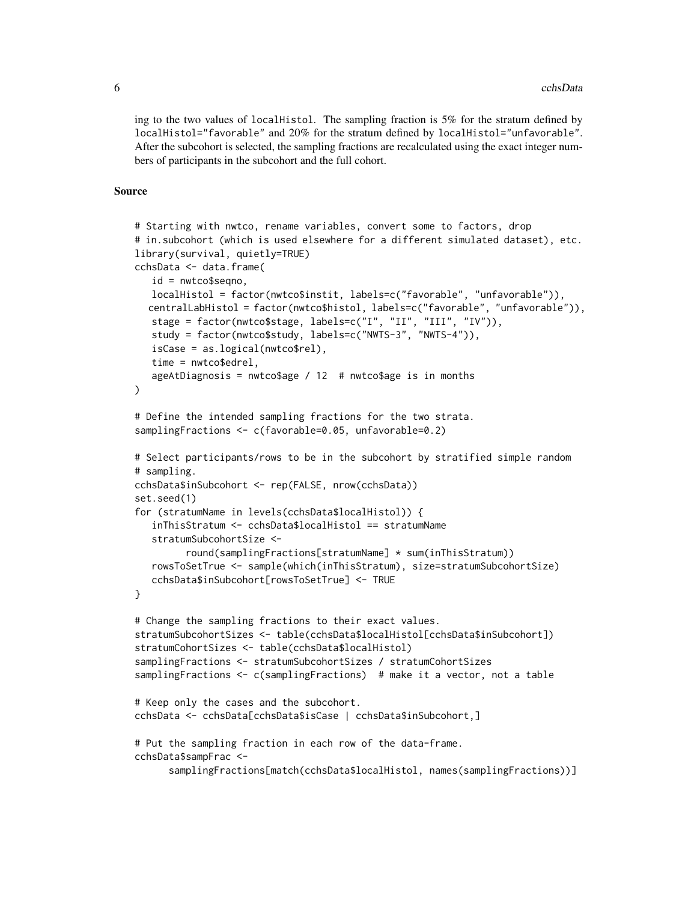ing to the two values of localHistol. The sampling fraction is 5% for the stratum defined by localHistol="favorable" and 20% for the stratum defined by localHistol="unfavorable". After the subcohort is selected, the sampling fractions are recalculated using the exact integer numbers of participants in the subcohort and the full cohort.

## Source

```
# Starting with nwtco, rename variables, convert some to factors, drop
# in.subcohort (which is used elsewhere for a different simulated dataset), etc.
library(survival, quietly=TRUE)
cchsData <- data.frame(
   id = nwtco$seqno,
   localHistol = factor(nwtco$instit, labels=c("favorable", "unfavorable")),
  centralLabHistol = factor(nwtco$histol, labels=c("favorable", "unfavorable")),
   stage = factor(nwtco$stage, labels=c("I", "II", "III", "IV")),
   study = factor(nwtco$study, labels=c("NWTS-3", "NWTS-4")),
   isCase = as.logical(nwtco$rel),
   time = nwtco$edrel,
   ageAtDiagnosis = nwtco$age / 12  # nwtco$age is in months
)

# Define the intended sampling fractions for the two strata.
samplingFractions <- c(favorable=0.05, unfavorable=0.2)

# Select participants/rows to be in the subcohort by stratified simple random
# sampling.
cchsData$inSubcohort <- rep(FALSE, nrow(cchsData))
set.seed(1)
for (stratumName in levels(cchsData$localHistol)) {
   inThisStratum <- cchsData$localHistol == stratumName
   stratumSubcohortSize <-
        round(samplingFractions[stratumName] * sum(inThisStratum))
   rowsToSetTrue <- sample(which(inThisStratum), size=stratumSubcohortSize)
   cchsData$inSubcohort[rowsToSetTrue] <- TRUE
}

# Change the sampling fractions to their exact values.
stratumSubcohortSizes <- table(cchsData$localHistol[cchsData$inSubcohort])
stratumCohortSizes <- table(cchsData$localHistol)
samplingFractions <- stratumSubcohortSizes / stratumCohortSizes
samplingFractions <- c(samplingFractions)  # make it a vector, not a table

# Keep only the cases and the subcohort.
cchsData <- cchsData[cchsData$isCase | cchsData$inSubcohort,]

# Put the sampling fraction in each row of the data-frame.
cchsData$sampFrac <-
     samplingFractions[match(cchsData$localHistol, names(samplingFractions))]
```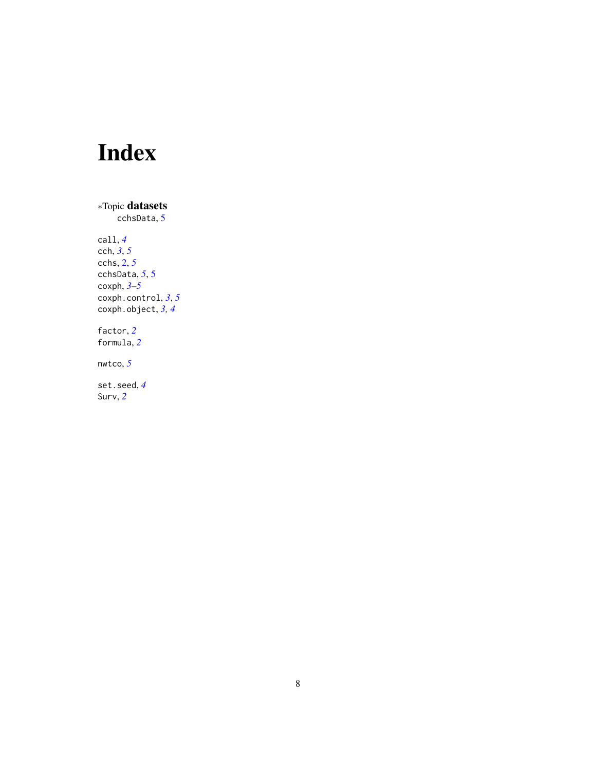# Index

*Topic **datasets**
    cchsData, 5

call, *4*
cch, *3*, *5*
cchs, 2, *5*
cchsData, *5*, 5
coxph, *3–5*
coxph.control, *3*, *5*
coxph.object, *3, 4*

factor, *2*
formula, *2*

nwtco, *5*

set.seed, *4*
Surv, *2*